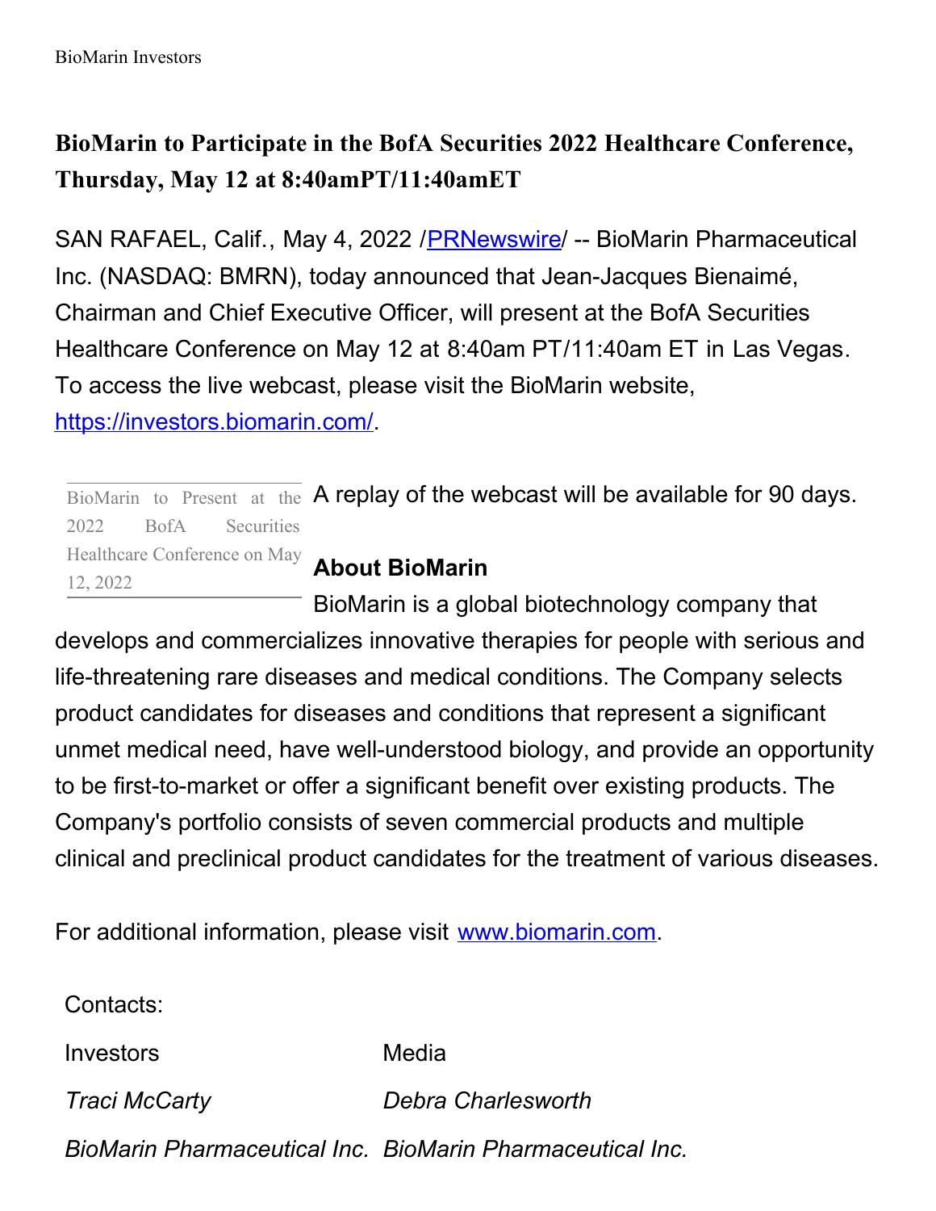# BioMarin to Participate in the BofA Securities 2022 Healthcare Conference, Thursday, May 12 at 8:40amPT/11:40amET

SAN RAFAEL, Calif., May 4, 2022 /[PRNewswire](http://www.prnewswire.com/)/ -- BioMarin Pharmaceutical Inc. (NASDAQ: BMRN), today announced that Jean-Jacques Bienaimé, Chairman and Chief Executive Officer, will present at the BofA Securities Healthcare Conference on May 12 at 8:40am PT/11:40am ET in Las Vegas. To access the live webcast, please visit the BioMarin website, [https://investors.biomarin.com/](https://investors.biomarin.com/).

BioMarin to Present at the 2022 BofA Securities Healthcare Conference on May 12, 2022

A replay of the webcast will be available for 90 days.

**About BioMarin**

BioMarin is a global biotechnology company that develops and commercializes innovative therapies for people with serious and life-threatening rare diseases and medical conditions. The Company selects product candidates for diseases and conditions that represent a significant unmet medical need, have well-understood biology, and provide an opportunity to be first-to-market or offer a significant benefit over existing products. The Company's portfolio consists of seven commercial products and multiple clinical and preclinical product candidates for the treatment of various diseases.

For additional information, please visit [www.biomarin.com](http://www.biomarin.com).

Contacts:

| Investors | Media |
| --- | --- |
| *Traci McCarty* | *Debra Charlesworth* |
| *BioMarin Pharmaceutical Inc.* | *BioMarin Pharmaceutical Inc.* |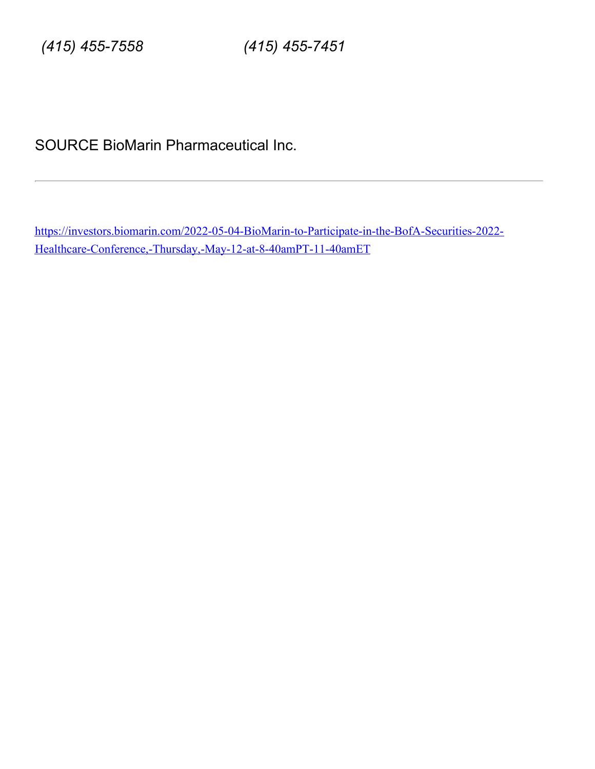*(415) 455-7558* *(415) 455-7451*

SOURCE BioMarin Pharmaceutical Inc.

---

[https://investors.biomarin.com/2022-05-04-BioMarin-to-Participate-in-the-BofA-Securities-2022-Healthcare-Conference,-Thursday,-May-12-at-8-40amPT-11-40amET](https://investors.biomarin.com/2022-05-04-BioMarin-to-Participate-in-the-BofA-Securities-2022-Healthcare-Conference,-Thursday,-May-12-at-8-40amPT-11-40amET)